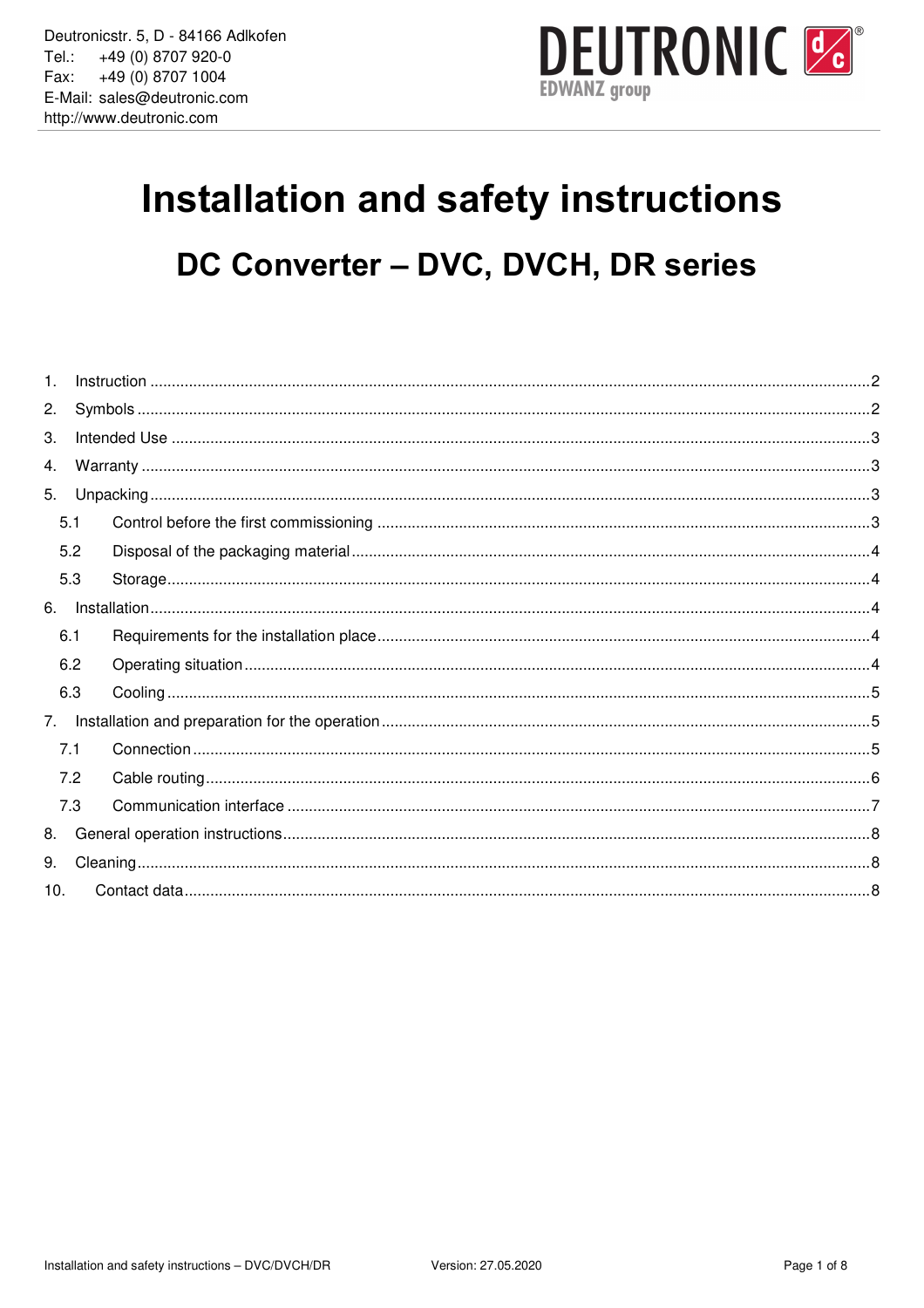Deutronicstr. 5, D - 84166 Adlkofen
Tel.: +49 (0) 8707 920-0
Fax: +49 (0) 8707 1004
E-Mail: sales@deutronic.com
http://www.deutronic.com

DEUTRONIC EDWANZ group

# Installation and safety instructions

## DC Converter – DVC, DVCH, DR series

1. Instruction ..... 2
2. Symbols ..... 2
3. Intended Use ..... 3
4. Warranty ..... 3
5. Unpacking ..... 3
   - 5.1 Control before the first commissioning ..... 3
   - 5.2 Disposal of the packaging material ..... 4
   - 5.3 Storage ..... 4
6. Installation ..... 4
   - 6.1 Requirements for the installation place ..... 4
   - 6.2 Operating situation ..... 4
   - 6.3 Cooling ..... 5
7. Installation and preparation for the operation ..... 5
   - 7.1 Connection ..... 5
   - 7.2 Cable routing ..... 6
   - 7.3 Communication interface ..... 7
8. General operation instructions ..... 8
9. Cleaning ..... 8
10. Contact data ..... 8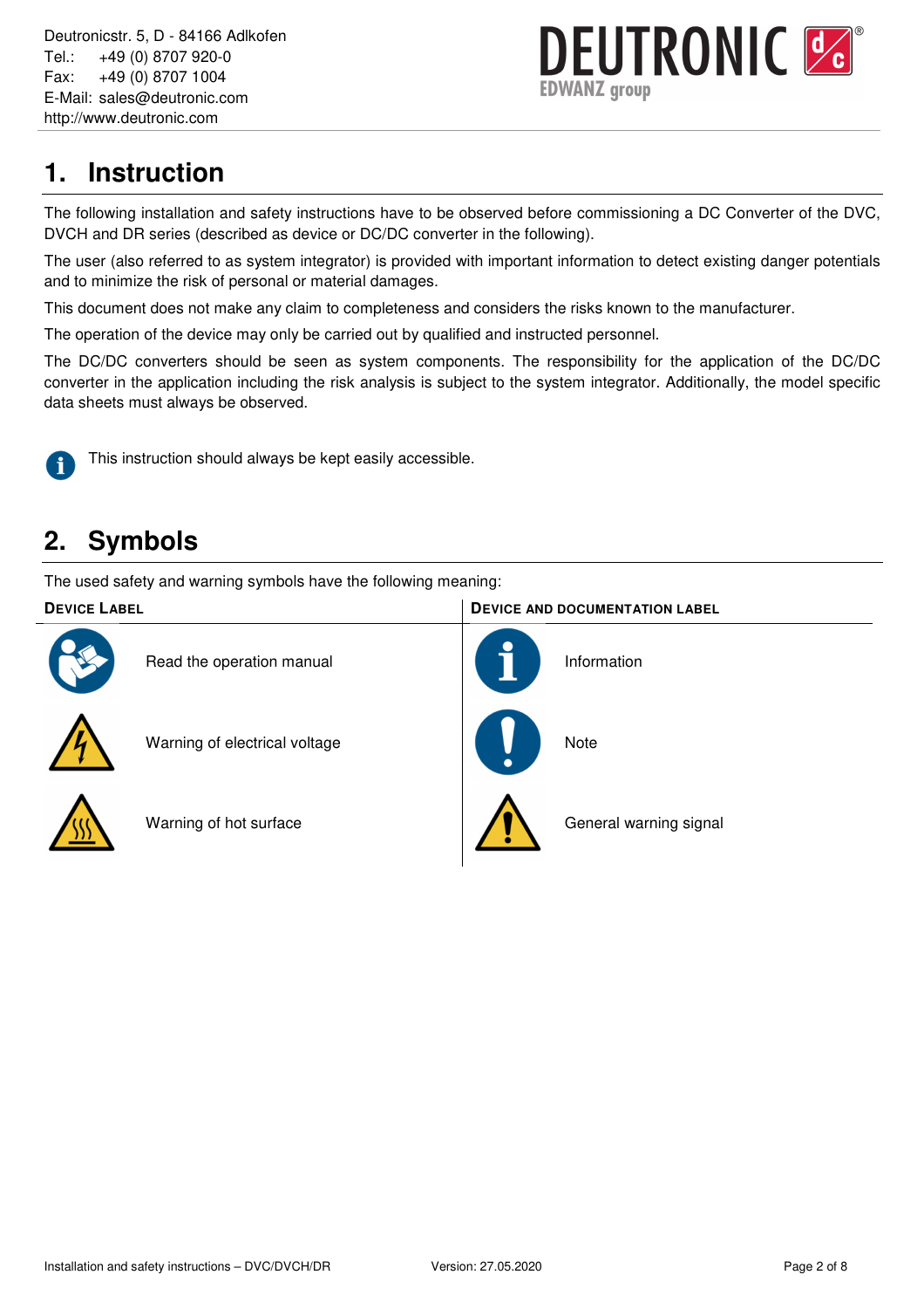Deutronicstr. 5, D - 84166 Adlkofen
Tel.: +49 (0) 8707 920-0
Fax: +49 (0) 8707 1004
E-Mail: sales@deutronic.com
http://www.deutronic.com

# 1. Instruction

The following installation and safety instructions have to be observed before commissioning a DC Converter of the DVC, DVCH and DR series (described as device or DC/DC converter in the following).

The user (also referred to as system integrator) is provided with important information to detect existing danger potentials and to minimize the risk of personal or material damages.

This document does not make any claim to completeness and considers the risks known to the manufacturer.

The operation of the device may only be carried out by qualified and instructed personnel.

The DC/DC converters should be seen as system components. The responsibility for the application of the DC/DC converter in the application including the risk analysis is subject to the system integrator. Additionally, the model specific data sheets must always be observed.

This instruction should always be kept easily accessible.

# 2. Symbols

The used safety and warning symbols have the following meaning:

| Device Label | Device and Documentation Label |
| --- | --- |
| Read the operation manual | Information |
| Warning of electrical voltage | Note |
| Warning of hot surface | General warning signal |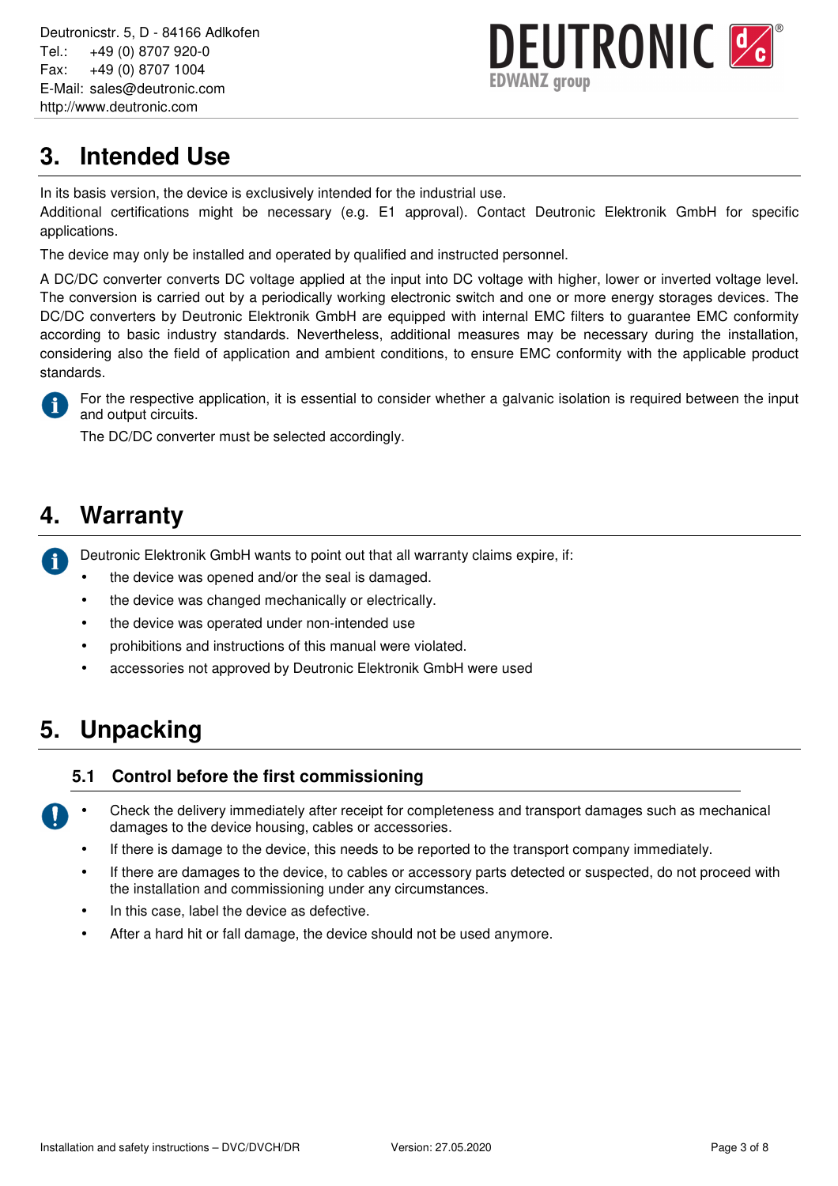# 3. Intended Use

In its basis version, the device is exclusively intended for the industrial use.
Additional certifications might be necessary (e.g. E1 approval). Contact Deutronic Elektronik GmbH for specific applications.

The device may only be installed and operated by qualified and instructed personnel.

A DC/DC converter converts DC voltage applied at the input into DC voltage with higher, lower or inverted voltage level. The conversion is carried out by a periodically working electronic switch and one or more energy storages devices. The DC/DC converters by Deutronic Elektronik GmbH are equipped with internal EMC filters to guarantee EMC conformity according to basic industry standards. Nevertheless, additional measures may be necessary during the installation, considering also the field of application and ambient conditions, to ensure EMC conformity with the applicable product standards.

For the respective application, it is essential to consider whether a galvanic isolation is required between the input and output circuits.

The DC/DC converter must be selected accordingly.

# 4. Warranty

Deutronic Elektronik GmbH wants to point out that all warranty claims expire, if:

- the device was opened and/or the seal is damaged.
- the device was changed mechanically or electrically.
- the device was operated under non-intended use
- prohibitions and instructions of this manual were violated.
- accessories not approved by Deutronic Elektronik GmbH were used

# 5. Unpacking

## 5.1 Control before the first commissioning

- Check the delivery immediately after receipt for completeness and transport damages such as mechanical damages to the device housing, cables or accessories.
- If there is damage to the device, this needs to be reported to the transport company immediately.
- If there are damages to the device, to cables or accessory parts detected or suspected, do not proceed with the installation and commissioning under any circumstances.
- In this case, label the device as defective.
- After a hard hit or fall damage, the device should not be used anymore.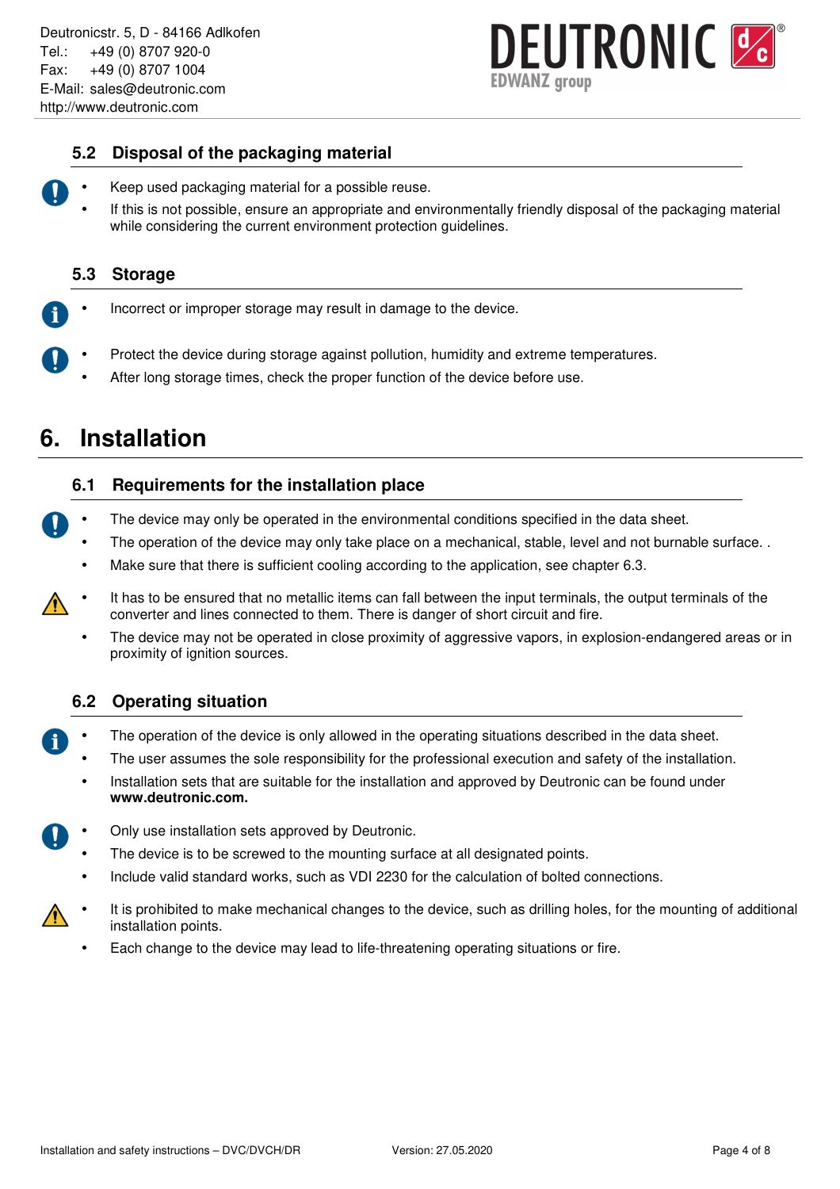## 5.2 Disposal of the packaging material

- Keep used packaging material for a possible reuse.
- If this is not possible, ensure an appropriate and environmentally friendly disposal of the packaging material while considering the current environment protection guidelines.

## 5.3 Storage

- Incorrect or improper storage may result in damage to the device.

- Protect the device during storage against pollution, humidity and extreme temperatures.
- After long storage times, check the proper function of the device before use.

# 6. Installation

## 6.1 Requirements for the installation place

- The device may only be operated in the environmental conditions specified in the data sheet.
- The operation of the device may only take place on a mechanical, stable, level and not burnable surface. .
- Make sure that there is sufficient cooling according to the application, see chapter 6.3.

- It has to be ensured that no metallic items can fall between the input terminals, the output terminals of the converter and lines connected to them. There is danger of short circuit and fire.
- The device may not be operated in close proximity of aggressive vapors, in explosion-endangered areas or in proximity of ignition sources.

## 6.2 Operating situation

- The operation of the device is only allowed in the operating situations described in the data sheet.
- The user assumes the sole responsibility for the professional execution and safety of the installation.
- Installation sets that are suitable for the installation and approved by Deutronic can be found under **www.deutronic.com.**

- Only use installation sets approved by Deutronic.
- The device is to be screwed to the mounting surface at all designated points.
- Include valid standard works, such as VDI 2230 for the calculation of bolted connections.

- It is prohibited to make mechanical changes to the device, such as drilling holes, for the mounting of additional installation points.
- Each change to the device may lead to life-threatening operating situations or fire.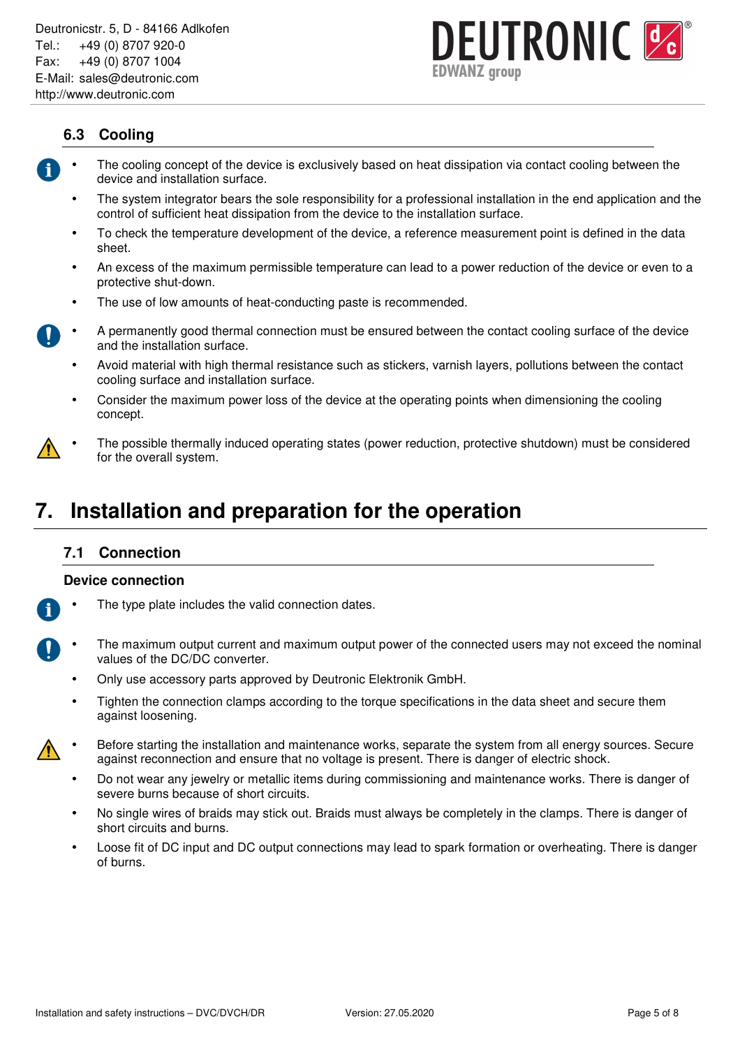## 6.3 Cooling

- The cooling concept of the device is exclusively based on heat dissipation via contact cooling between the device and installation surface.
- The system integrator bears the sole responsibility for a professional installation in the end application and the control of sufficient heat dissipation from the device to the installation surface.
- To check the temperature development of the device, a reference measurement point is defined in the data sheet.
- An excess of the maximum permissible temperature can lead to a power reduction of the device or even to a protective shut-down.
- The use of low amounts of heat-conducting paste is recommended.

- A permanently good thermal connection must be ensured between the contact cooling surface of the device and the installation surface.
- Avoid material with high thermal resistance such as stickers, varnish layers, pollutions between the contact cooling surface and installation surface.
- Consider the maximum power loss of the device at the operating points when dimensioning the cooling concept.

- The possible thermally induced operating states (power reduction, protective shutdown) must be considered for the overall system.

# 7. Installation and preparation for the operation

## 7.1 Connection

### Device connection

- The type plate includes the valid connection dates.

- The maximum output current and maximum output power of the connected users may not exceed the nominal values of the DC/DC converter.
- Only use accessory parts approved by Deutronic Elektronik GmbH.
- Tighten the connection clamps according to the torque specifications in the data sheet and secure them against loosening.

- Before starting the installation and maintenance works, separate the system from all energy sources. Secure against reconnection and ensure that no voltage is present. There is danger of electric shock.
- Do not wear any jewelry or metallic items during commissioning and maintenance works. There is danger of severe burns because of short circuits.
- No single wires of braids may stick out. Braids must always be completely in the clamps. There is danger of short circuits and burns.
- Loose fit of DC input and DC output connections may lead to spark formation or overheating. There is danger of burns.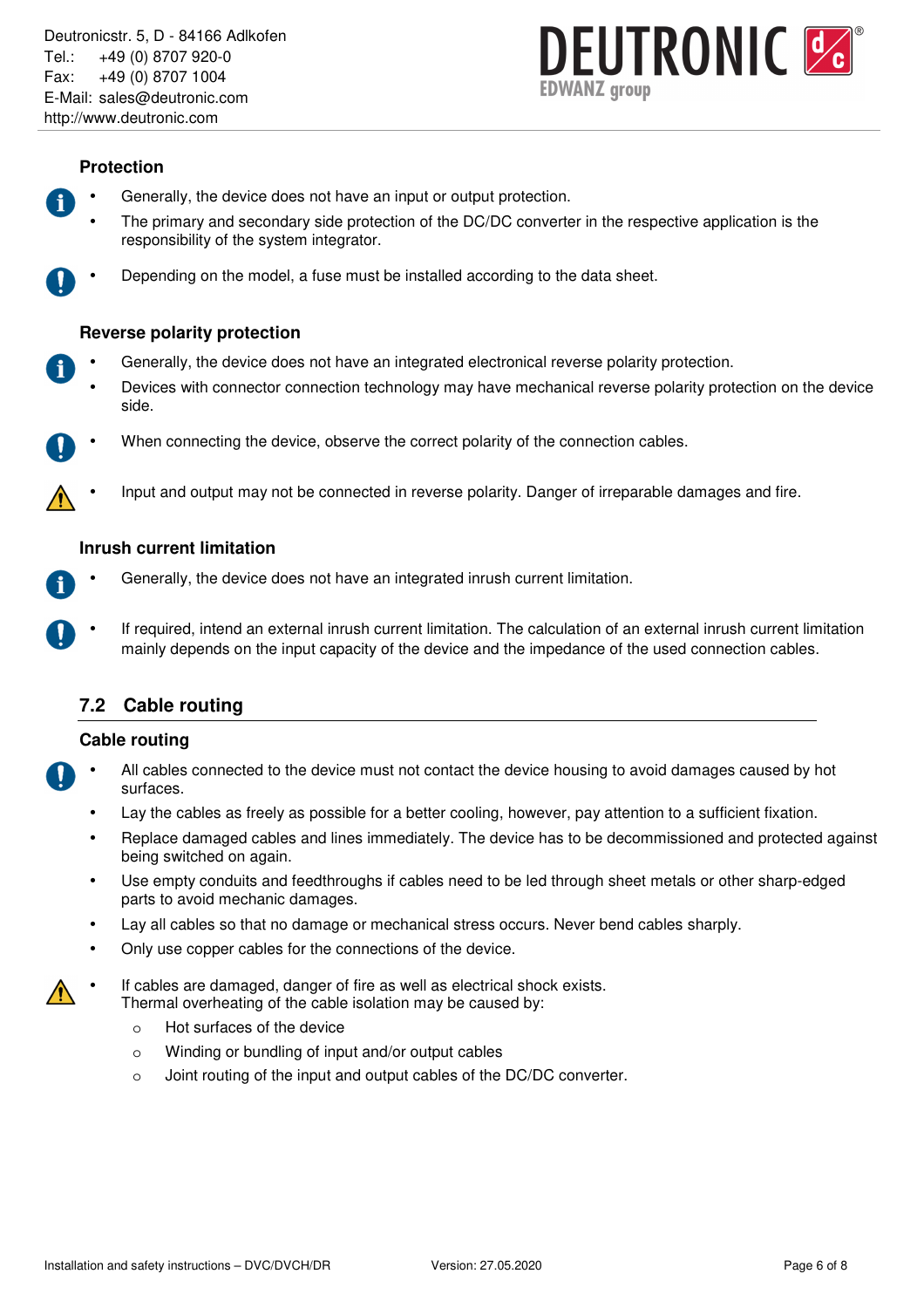#### Protection

- Generally, the device does not have an input or output protection.
- The primary and secondary side protection of the DC/DC converter in the respective application is the responsibility of the system integrator.

- Depending on the model, a fuse must be installed according to the data sheet.

#### Reverse polarity protection

- Generally, the device does not have an integrated electronical reverse polarity protection.
- Devices with connector connection technology may have mechanical reverse polarity protection on the device side.

- When connecting the device, observe the correct polarity of the connection cables.

- Input and output may not be connected in reverse polarity. Danger of irreparable damages and fire.

#### Inrush current limitation

- Generally, the device does not have an integrated inrush current limitation.

- If required, intend an external inrush current limitation. The calculation of an external inrush current limitation mainly depends on the input capacity of the device and the impedance of the used connection cables.

### 7.2 Cable routing

#### Cable routing

- All cables connected to the device must not contact the device housing to avoid damages caused by hot surfaces.
- Lay the cables as freely as possible for a better cooling, however, pay attention to a sufficient fixation.
- Replace damaged cables and lines immediately. The device has to be decommissioned and protected against being switched on again.
- Use empty conduits and feedthroughs if cables need to be led through sheet metals or other sharp-edged parts to avoid mechanic damages.
- Lay all cables so that no damage or mechanical stress occurs. Never bend cables sharply.
- Only use copper cables for the connections of the device.

- If cables are damaged, danger of fire as well as electrical shock exists.
  Thermal overheating of the cable isolation may be caused by:
  - Hot surfaces of the device
  - Winding or bundling of input and/or output cables
  - Joint routing of the input and output cables of the DC/DC converter.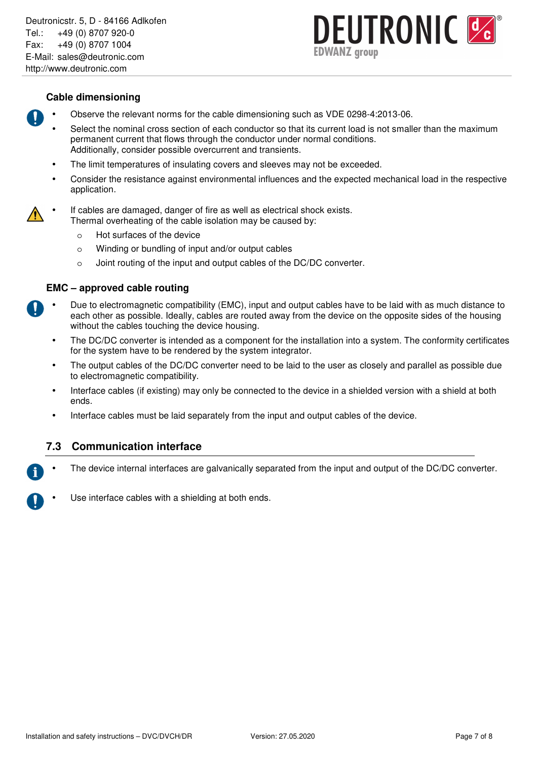### Cable dimensioning

- Observe the relevant norms for the cable dimensioning such as VDE 0298-4:2013-06.
- Select the nominal cross section of each conductor so that its current load is not smaller than the maximum permanent current that flows through the conductor under normal conditions.
  Additionally, consider possible overcurrent and transients.
- The limit temperatures of insulating covers and sleeves may not be exceeded.
- Consider the resistance against environmental influences and the expected mechanical load in the respective application.

- If cables are damaged, danger of fire as well as electrical shock exists.
  Thermal overheating of the cable isolation may be caused by:
  - Hot surfaces of the device
  - Winding or bundling of input and/or output cables
  - Joint routing of the input and output cables of the DC/DC converter.

### EMC – approved cable routing

- Due to electromagnetic compatibility (EMC), input and output cables have to be laid with as much distance to each other as possible. Ideally, cables are routed away from the device on the opposite sides of the housing without the cables touching the device housing.
- The DC/DC converter is intended as a component for the installation into a system. The conformity certificates for the system have to be rendered by the system integrator.
- The output cables of the DC/DC converter need to be laid to the user as closely and parallel as possible due to electromagnetic compatibility.
- Interface cables (if existing) may only be connected to the device in a shielded version with a shield at both ends.
- Interface cables must be laid separately from the input and output cables of the device.

## 7.3 Communication interface

- The device internal interfaces are galvanically separated from the input and output of the DC/DC converter.

- Use interface cables with a shielding at both ends.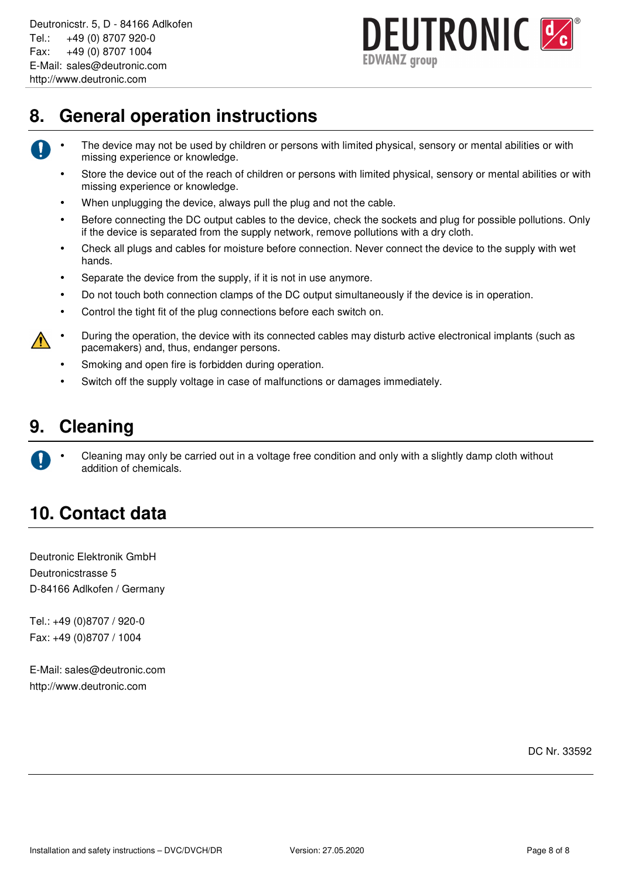## 8. General operation instructions

- The device may not be used by children or persons with limited physical, sensory or mental abilities or with missing experience or knowledge.
- Store the device out of the reach of children or persons with limited physical, sensory or mental abilities or with missing experience or knowledge.
- When unplugging the device, always pull the plug and not the cable.
- Before connecting the DC output cables to the device, check the sockets and plug for possible pollutions. Only if the device is separated from the supply network, remove pollutions with a dry cloth.
- Check all plugs and cables for moisture before connection. Never connect the device to the supply with wet hands.
- Separate the device from the supply, if it is not in use anymore.
- Do not touch both connection clamps of the DC output simultaneously if the device is in operation.
- Control the tight fit of the plug connections before each switch on.

- During the operation, the device with its connected cables may disturb active electronical implants (such as pacemakers) and, thus, endanger persons.
- Smoking and open fire is forbidden during operation.
- Switch off the supply voltage in case of malfunctions or damages immediately.

## 9. Cleaning

- Cleaning may only be carried out in a voltage free condition and only with a slightly damp cloth without addition of chemicals.

## 10. Contact data

Deutronic Elektronik GmbH
Deutronicstrasse 5
D-84166 Adlkofen / Germany

Tel.: +49 (0)8707 / 920-0
Fax: +49 (0)8707 / 1004

E-Mail: sales@deutronic.com
http://www.deutronic.com

DC Nr. 33592